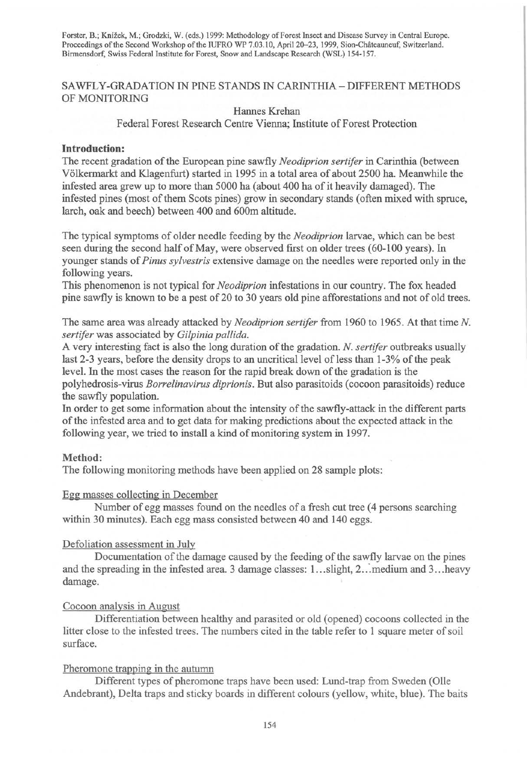Forster, B.; Knížek, M.; Grodzki, W. (eds.) 1999: Methodology of Forest Insect and Disease Survey in Central Europe. Proceedings of the Second Workshop of the IUFRO WP 7.03.10, April 20–23, 1999, Sion-Châteauneuf, Switzerland. Birmensdorf, Swiss Federal Institute for Forest, Snow and Landscape Research (WSL) 154-157.

# SAWFLY-GRADATION IN PINE STANDS IN CARINTHIA – DIFFERENT METHODS OF MONITORING

Hannes Krehan

Federal Forest Research Centre Vienna; Institute of Forest Protection

## Introduction:

The recent gradation of the European pine sawfly *Neodiprion sertifer* in Carinthia (between Völkermarkt and Klagenfurt) started in 1995 in a total area of about 2500 ha. Meanwhile the infested area grew up to more than 5000 ha (about 400 ha of it heavily damaged). The infested pines (most of them Scots pines) grow in secondary stands (often mixed with spruce, larch, oak and beech) between 400 and 600m altitude.

The typical symptoms of older needle feeding by the *Neodiprion* larvae, which can be best seen during the second half of May, were observed first on older trees (60-100 years). In younger stands of *Pinus sylvestris* extensive damage on the needles were reported only in the following years.

This phenomenon is not typical for *Neodiprion* infestations in our country. The fox headed pine sawfly is known to be a pest of 20 to 30 years old pine afforestations and not of old trees.

The same area was already attacked by *Neodiprion sertifer* from 1960 to 1965. At that time *N. sertifer* was associated by *Gilpinia pallida*.

A very interesting fact is also the long duration of the gradation. *N. sertifer* outbreaks usually last 2-3 years, before the density drops to an uncritical level of less than 1-3% of the peak level. In the most cases the reason for the rapid break down of the gradation is the polyhedrosis-virus *Borrelinavirus diprionis*. But also parasitoids (cocoon parasitoids) reduce the sawfly population.

In order to get some information about the intensity of the sawfly-attack in the different parts of the infested area and to get data for making predictions about the expected attack in the following year, we tried to install a kind of monitoring system in 1997.

## Method:

The following monitoring methods have been applied on 28 sample plots:

### Egg masses collecting in December

Number of egg masses found on the needles of a fresh cut tree (4 persons searching within 30 minutes). Each egg mass consisted between 40 and 140 eggs.

### Defoliation assessment in July

Documentation of the damage caused by the feeding of the sawfly larvae on the pines and the spreading in the infested area. 3 damage classes: 1…slight, 2…medium and 3…heavy damage.

### Cocoon analysis in August

Differentiation between healthy and parasited or old (opened) cocoons collected in the litter close to the infested trees. The numbers cited in the table refer to 1 square meter of soil surface.

### Pheromone trapping in the autumn

Different types of pheromone traps have been used: Lund-trap from Sweden (Olle Andebrant), Delta traps and sticky boards in different colours (yellow, white, blue). The baits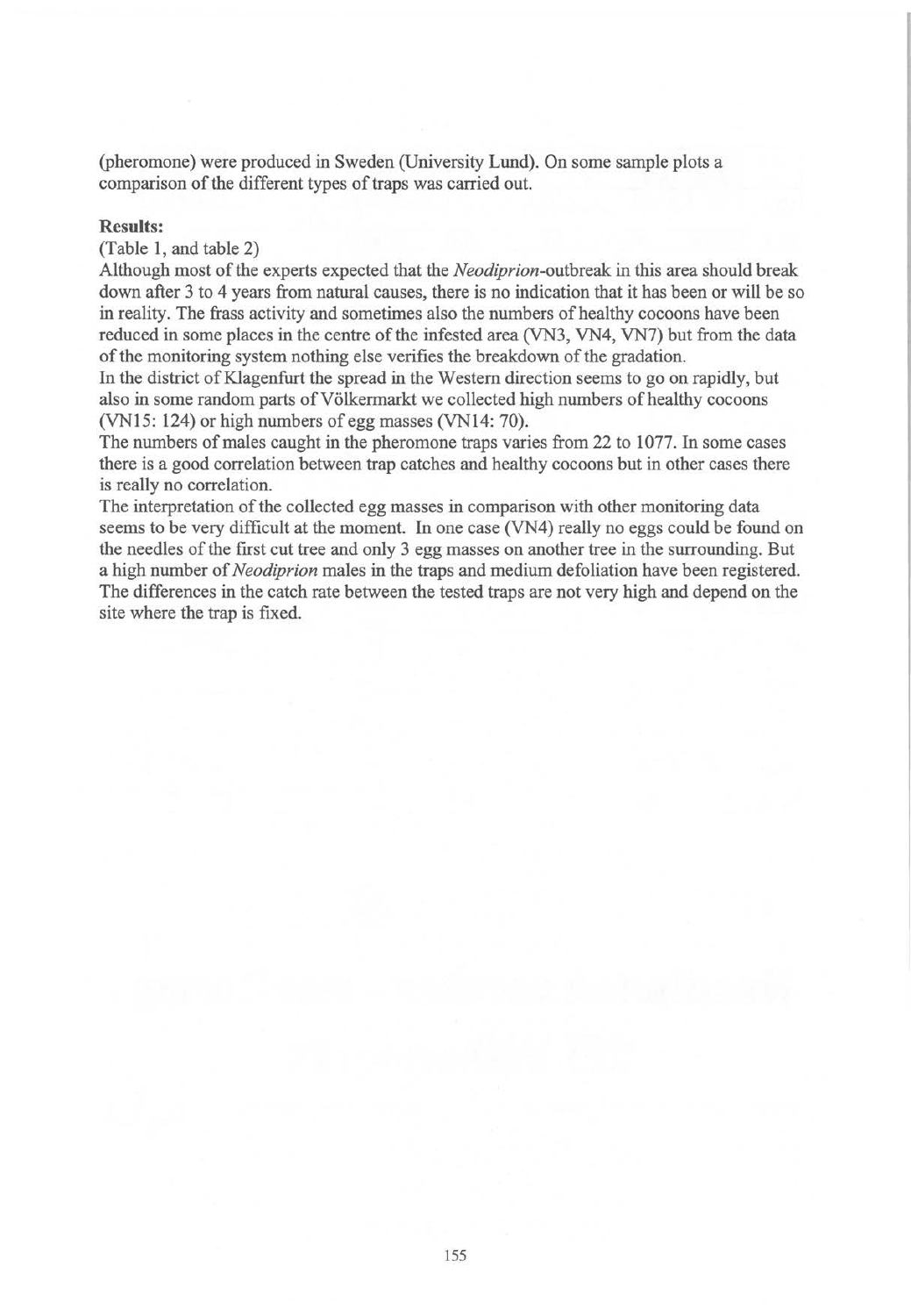(pheromone) were produced in Sweden (University Lund). On some sample plots a comparison of the different types of traps was carried out.

**Results:**

(Table 1, and table 2)

Although most of the experts expected that the *Neodiprion*-outbreak in this area should break down after 3 to 4 years from natural causes, there is no indication that it has been or will be so in reality. The frass activity and sometimes also the numbers of healthy cocoons have been reduced in some places in the centre of the infested area (VN3, VN4, VN7) but from the data of the monitoring system nothing else verifies the breakdown of the gradation.

In the district of Klagenfurt the spread in the Western direction seems to go on rapidly, but also in some random parts of Völkermarkt we collected high numbers of healthy cocoons (VN15: 124) or high numbers of egg masses (VN14: 70).

The numbers of males caught in the pheromone traps varies from 22 to 1077. In some cases there is a good correlation between trap catches and healthy cocoons but in other cases there is really no correlation.

The interpretation of the collected egg masses in comparison with other monitoring data seems to be very difficult at the moment. In one case (VN4) really no eggs could be found on the needles of the first cut tree and only 3 egg masses on another tree in the surrounding. But a high number of *Neodiprion* males in the traps and medium defoliation have been registered. The differences in the catch rate between the tested traps are not very high and depend on the site where the trap is fixed.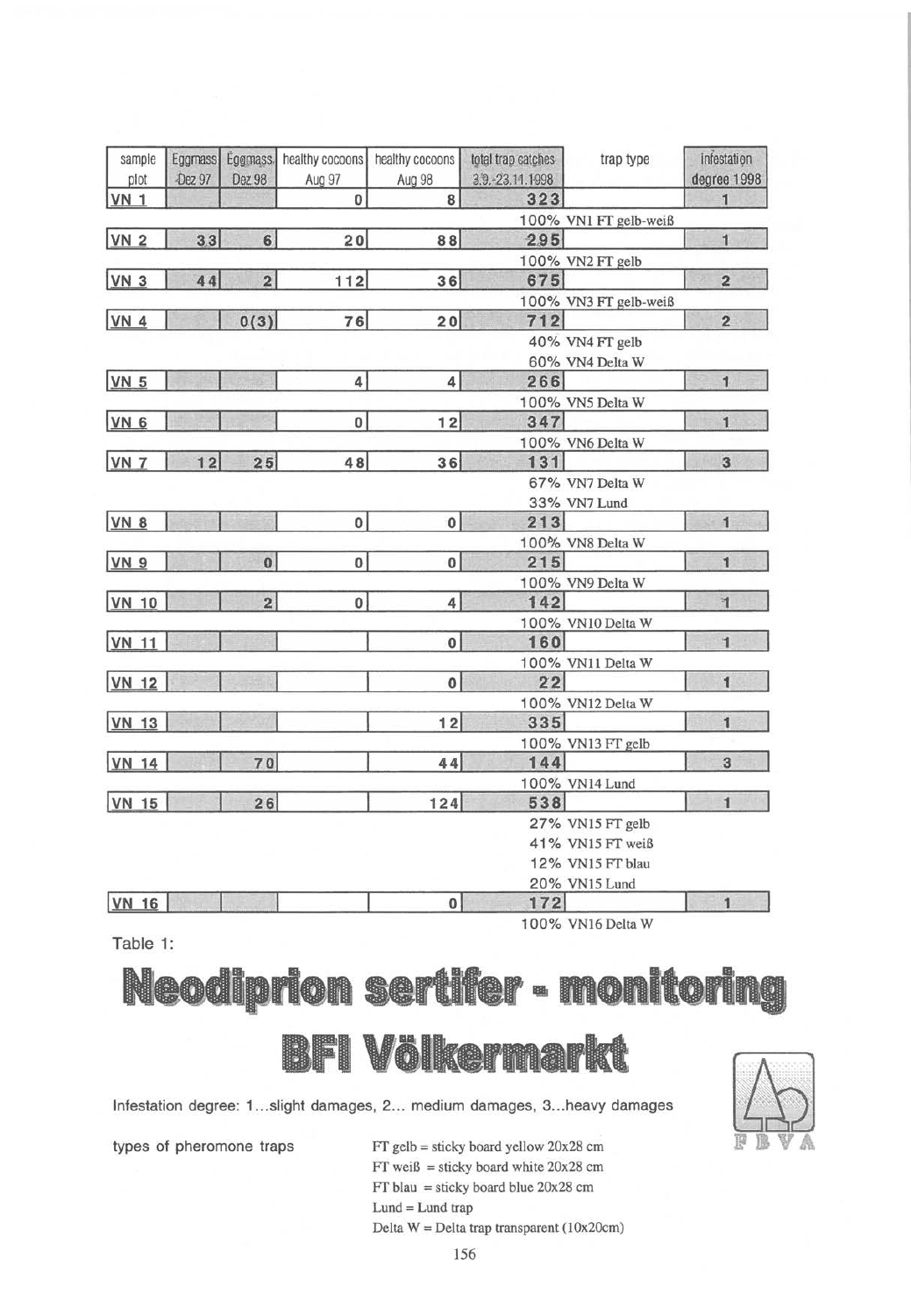| sample plot | Eggmass Dez 97 | Eggmass Dez 98 | healthy cocoons Aug 97 | healthy cocoons Aug 98 | total trap catches 3.9.-23.11.1998 | trap type | infestation degree 1998 |
|---|---|---|---|---|---|---|---|
| VN 1 | | | 0 | 8 | 323 | | 1 |
| | | | | | 100% | VN1 FT gelb-weiß | |
| VN 2 | 33 | 6 | 20 | 88 | 295 | | 1 |
| | | | | | 100% | VN2 FT gelb | |
| VN 3 | 44 | 2 | 112 | 36 | 675 | | 2 |
| | | | | | 100% | VN3 FT gelb-weiß | |
| VN 4 | | 0(3) | 76 | 20 | 712 | | 2 |
| | | | | | 40% | VN4 FT gelb | |
| | | | | | 60% | VN4 Delta W | |
| VN 5 | | | 4 | 4 | 266 | | 1 |
| | | | | | 100% | VN5 Delta W | |
| VN 6 | | | 0 | 12 | 347 | | 1 |
| | | | | | 100% | VN6 Delta W | |
| VN 7 | 12 | 25 | 48 | 36 | 131 | | 3 |
| | | | | | 67% | VN7 Delta W | |
| | | | | | 33% | VN7 Lund | |
| VN 8 | | | 0 | 0 | 213 | | 1 |
| | | | | | 100% | VN8 Delta W | |
| VN 9 | | 0 | 0 | 0 | 215 | | 1 |
| | | | | | 100% | VN9 Delta W | |
| VN 10 | | 2 | 0 | 4 | 142 | | 1 |
| | | | | | 100% | VN10 Delta W | |
| VN 11 | | | | 0 | 160 | | 1 |
| | | | | | 100% | VN11 Delta W | |
| VN 12 | | | | 0 | 22 | | 1 |
| | | | | | 100% | VN12 Delta W | |
| VN 13 | | | | 12 | 335 | | 1 |
| | | | | | 100% | VN13 FT gelb | |
| VN 14 | | 70 | | 44 | 144 | | 3 |
| | | | | | 100% | VN14 Lund | |
| VN 15 | | 26 | | 124 | 538 | | 1 |
| | | | | | 27% | VN15 FT gelb | |
| | | | | | 41% | VN15 FT weiß | |
| | | | | | 12% | VN15 FT blau | |
| | | | | | 20% | VN15 Lund | |
| VN 16 | | | | 0 | 172 | | 1 |
| | | | | | 100% | VN16 Delta W | |

Table 1:

# Neodiprion sertifer - monitoring

# BFI Völkermarkt

Infestation degree: 1...slight damages, 2... medium damages, 3...heavy damages

types of pheromone traps

FT gelb = sticky board yellow 20x28 cm
FT weiß = sticky board white 20x28 cm
FT blau = sticky board blue 20x28 cm
Lund = Lund trap
Delta W = Delta trap transparent (10x20cm)

FBVA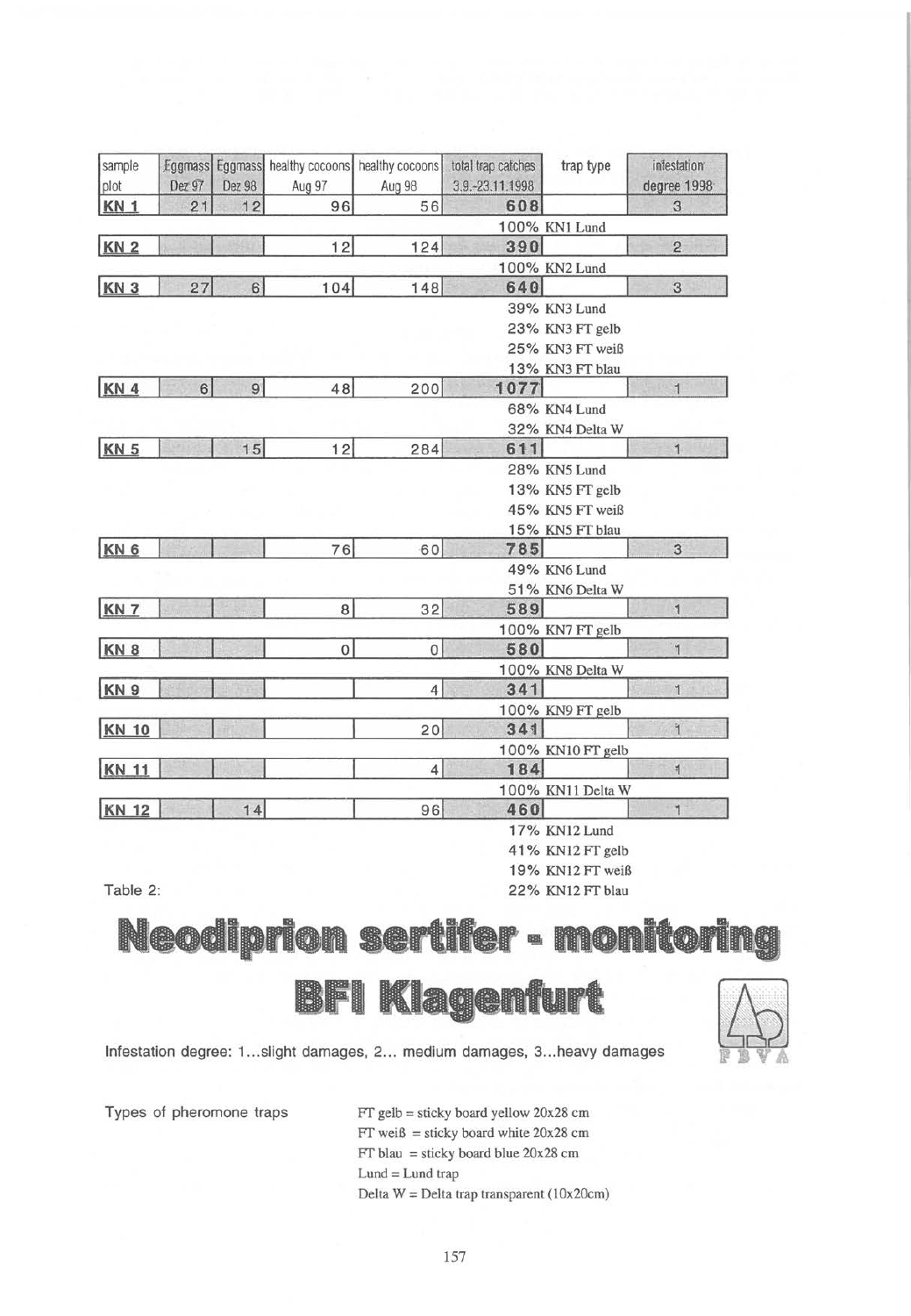| sample plot | Eggmass Dez 97 | Eggmass Dez 98 | healthy cocoons Aug 97 | healthy cocoons Aug 98 | total trap catches 3.9.-23.11.1998 | trap type | infestation degree 1998 |
|---|---|---|---|---|---|---|---|
| KN 1 | 21 | 12 | 96 | 56 | 608 | | 3 |
| | | | | | 100% | KN1 Lund | |
| KN 2 | | | 12 | 124 | 390 | | 2 |
| | | | | | 100% | KN2 Lund | |
| KN 3 | 27 | 6 | 104 | 148 | 640 | | 3 |
| | | | | | 39% | KN3 Lund | |
| | | | | | 23% | KN3 FT gelb | |
| | | | | | 25% | KN3 FT weiß | |
| | | | | | 13% | KN3 FT blau | |
| KN 4 | 6 | 9 | 48 | 200 | 1077 | | 1 |
| | | | | | 68% | KN4 Lund | |
| | | | | | 32% | KN4 Delta W | |
| KN 5 | | 15 | 12 | 284 | 611 | | 1 |
| | | | | | 28% | KN5 Lund | |
| | | | | | 13% | KN5 FT gelb | |
| | | | | | 45% | KN5 FT weiß | |
| | | | | | 15% | KN5 FT blau | |
| KN 6 | | | 76 | 60 | 785 | | 3 |
| | | | | | 49% | KN6 Lund | |
| | | | | | 51% | KN6 Delta W | |
| KN 7 | | | 8 | 32 | 589 | | 1 |
| | | | | | 100% | KN7 FT gelb | |
| KN 8 | | | 0 | 0 | 580 | | 1 |
| | | | | | 100% | KN8 Delta W | |
| KN 9 | | | | 4 | 341 | | 1 |
| | | | | | 100% | KN9 FT gelb | |
| KN 10 | | | | 20 | 341 | | 1 |
| | | | | | 100% | KN10 FT gelb | |
| KN 11 | | | | 4 | 184 | | 1 |
| | | | | | 100% | KN11 Delta W | |
| KN 12 | | 14 | | 96 | 460 | | 1 |
| | | | | | 17% | KN12 Lund | |
| | | | | | 41% | KN12 FT gelb | |
| | | | | | 19% | KN12 FT weiß | |
| | | | | | 22% | KN12 FT blau | |

Table 2:

# Neodiprion sertifer - monitoring

# BFI Klagenfurt

Infestation degree: 1...slight damages, 2... medium damages, 3...heavy damages

FBVA

Types of pheromone traps

- FT gelb = sticky board yellow 20x28 cm
- FT weiß = sticky board white 20x28 cm
- FT blau = sticky board blue 20x28 cm
- Lund = Lund trap
- Delta W = Delta trap transparent (10x20cm)